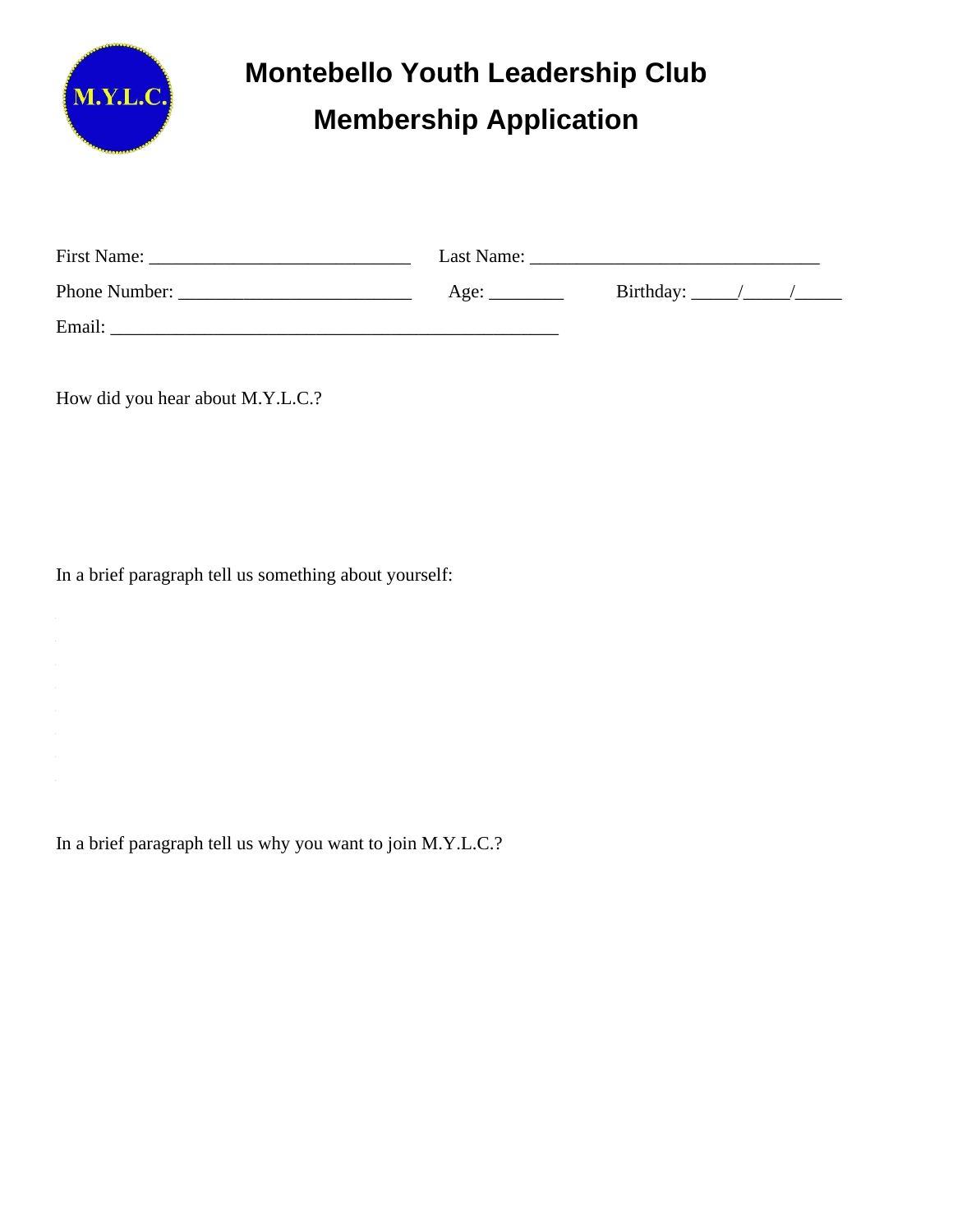M.Y.L.C.

# Montebello Youth Leadership Club

## Membership Application

First Name: ___________________________ Last Name: ______________________________

Phone Number: ________________________ Age: ________ Birthday: _____/_____/_____

Email: _______________________________________________

How did you hear about M.Y.L.C.?

In a brief paragraph tell us something about yourself:

In a brief paragraph tell us why you want to join M.Y.L.C.?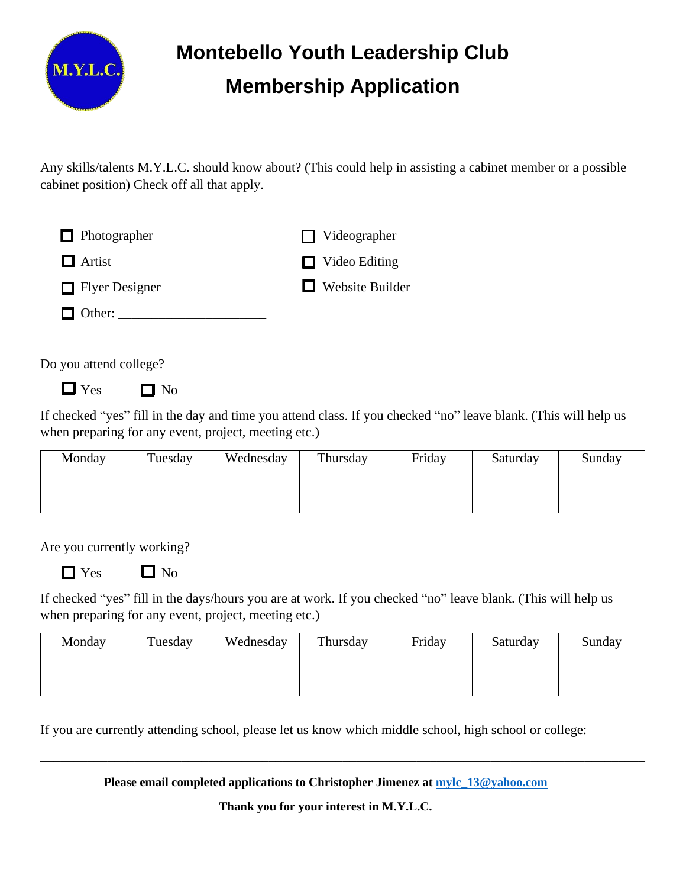# Montebello Youth Leadership Club

## Membership Application

Any skills/talents M.Y.L.C. should know about? (This could help in assisting a cabinet member or a possible cabinet position) Check off all that apply.

- ☐ Photographer
- ☐ Artist
- ☐ Flyer Designer
- ☐ Other: ______________________
- ☐ Videographer
- ☐ Video Editing
- ☐ Website Builder

Do you attend college?

☐ Yes ☐ No

If checked “yes” fill in the day and time you attend class. If you checked “no” leave blank. (This will help us when preparing for any event, project, meeting etc.)

| Monday | Tuesday | Wednesday | Thursday | Friday | Saturday | Sunday |
|---|---|---|---|---|---|---|
| | | | | | | |

Are you currently working?

☐ Yes ☐ No

If checked “yes” fill in the days/hours you are at work. If you checked “no” leave blank. (This will help us when preparing for any event, project, meeting etc.)

| Monday | Tuesday | Wednesday | Thursday | Friday | Saturday | Sunday |
|---|---|---|---|---|---|---|
| | | | | | | |

If you are currently attending school, please let us know which middle school, high school or college:

______________________________________________________________________________

**Please email completed applications to Christopher Jimenez at mylc_13@yahoo.com**

**Thank you for your interest in M.Y.L.C.**